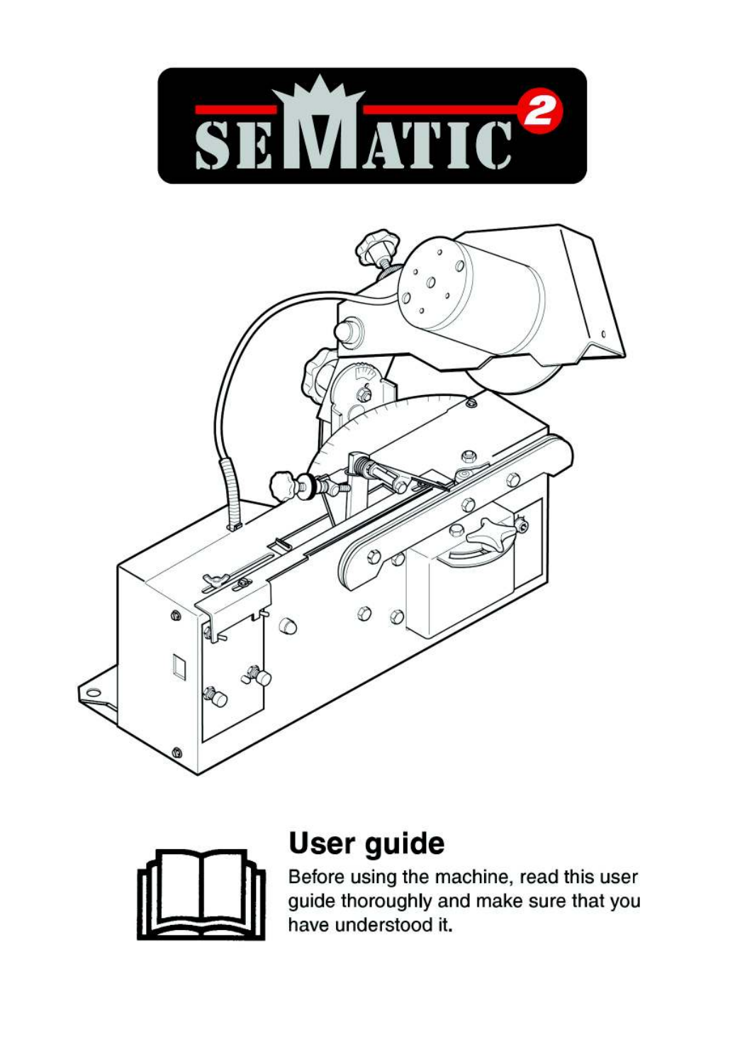# SEMATIC 2

## User guide

Before using the machine, read this user guide thoroughly and make sure that you have understood it.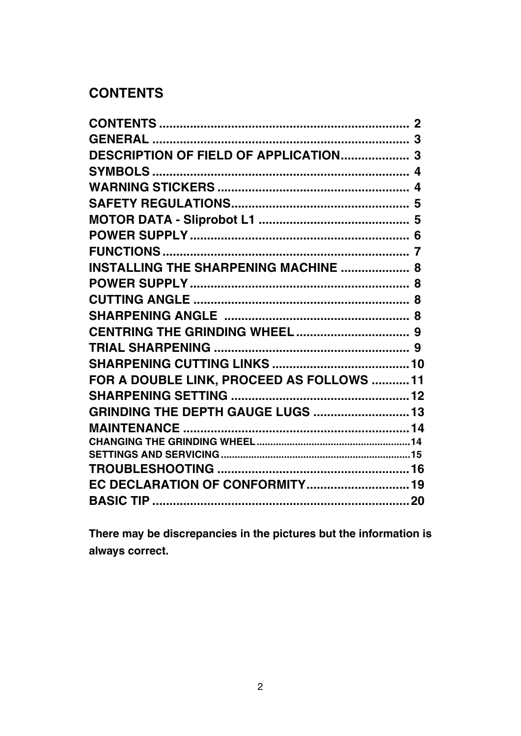# CONTENTS

| | |
|---|---|
| **CONTENTS** | **2** |
| **GENERAL** | **3** |
| **DESCRIPTION OF FIELD OF APPLICATION** | **3** |
| **SYMBOLS** | **4** |
| **WARNING STICKERS** | **4** |
| **SAFETY REGULATIONS** | **5** |
| **MOTOR DATA - Sliprobot L1** | **5** |
| **POWER SUPPLY** | **6** |
| **FUNCTIONS** | **7** |
| **INSTALLING THE SHARPENING MACHINE** | **8** |
| **POWER SUPPLY** | **8** |
| **CUTTING ANGLE** | **8** |
| **SHARPENING ANGLE** | **8** |
| **CENTRING THE GRINDING WHEEL** | **9** |
| **TRIAL SHARPENING** | **9** |
| **SHARPENING CUTTING LINKS** | **10** |
| **FOR A DOUBLE LINK, PROCEED AS FOLLOWS** | **11** |
| **SHARPENING SETTING** | **12** |
| **GRINDING THE DEPTH GAUGE LUGS** | **13** |
| **MAINTENANCE** | **14** |
| **CHANGING THE GRINDING WHEEL** | **14** |
| **SETTINGS AND SERVICING** | **15** |
| **TROUBLESHOOTING** | **16** |
| **EC DECLARATION OF CONFORMITY** | **19** |
| **BASIC TIP** | **20** |

**There may be discrepancies in the pictures but the information is always correct.**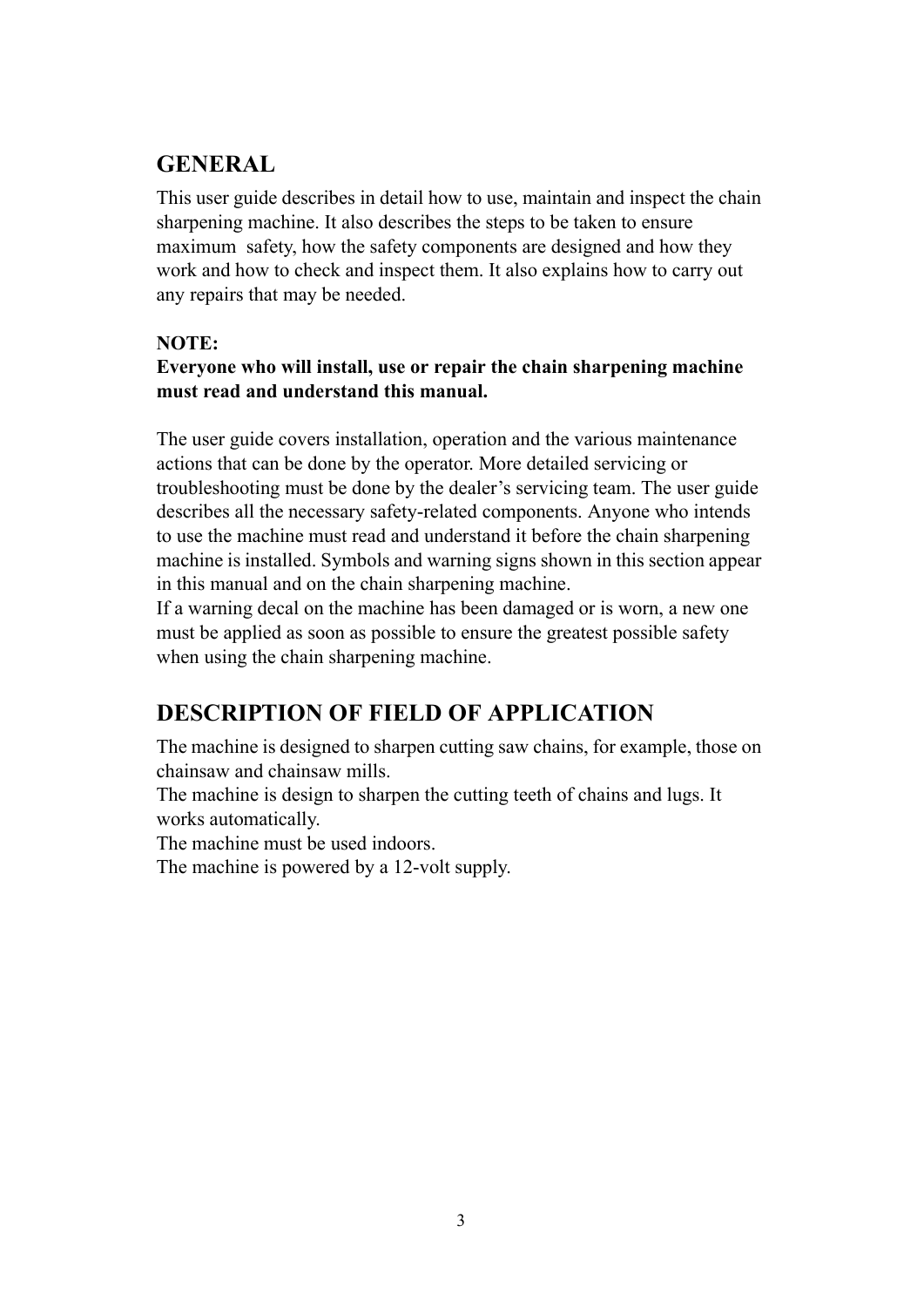## GENERAL

This user guide describes in detail how to use, maintain and inspect the chain sharpening machine. It also describes the steps to be taken to ensure maximum safety, how the safety components are designed and how they work and how to check and inspect them. It also explains how to carry out any repairs that may be needed.

**NOTE:**
**Everyone who will install, use or repair the chain sharpening machine must read and understand this manual.**

The user guide covers installation, operation and the various maintenance actions that can be done by the operator. More detailed servicing or troubleshooting must be done by the dealer's servicing team. The user guide describes all the necessary safety-related components. Anyone who intends to use the machine must read and understand it before the chain sharpening machine is installed. Symbols and warning signs shown in this section appear in this manual and on the chain sharpening machine.
If a warning decal on the machine has been damaged or is worn, a new one must be applied as soon as possible to ensure the greatest possible safety when using the chain sharpening machine.

## DESCRIPTION OF FIELD OF APPLICATION

The machine is designed to sharpen cutting saw chains, for example, those on chainsaw and chainsaw mills.
The machine is design to sharpen the cutting teeth of chains and lugs. It works automatically.
The machine must be used indoors.
The machine is powered by a 12-volt supply.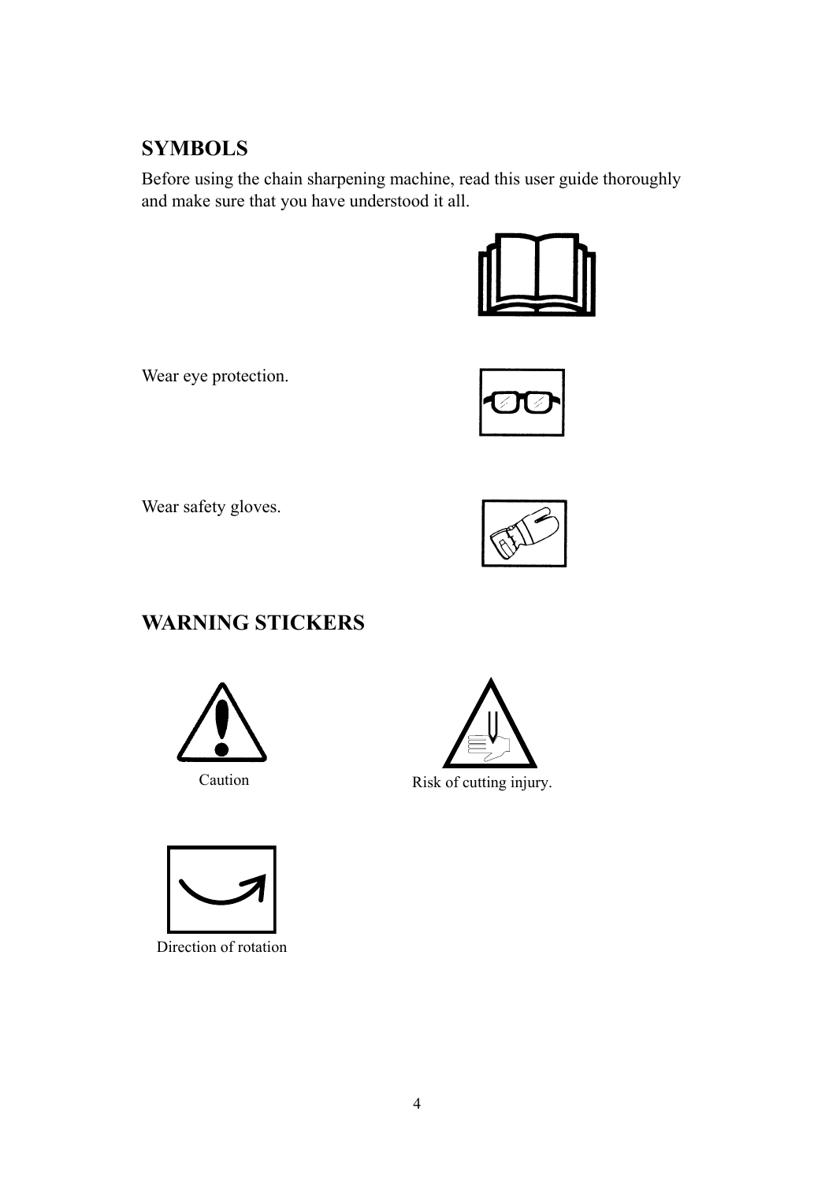## SYMBOLS

Before using the chain sharpening machine, read this user guide thoroughly and make sure that you have understood it all.

Wear eye protection.

Wear safety gloves.

## WARNING STICKERS

Caution

Risk of cutting injury.

Direction of rotation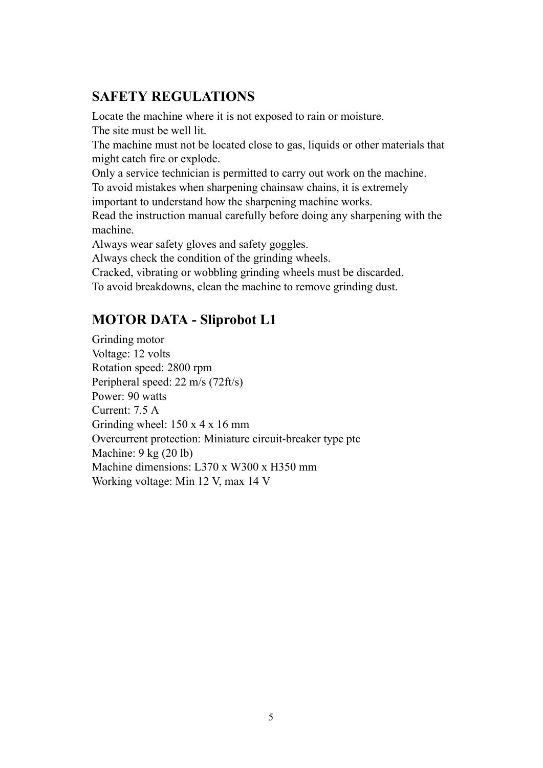## SAFETY REGULATIONS

Locate the machine where it is not exposed to rain or moisture.
The site must be well lit.
The machine must not be located close to gas, liquids or other materials that might catch fire or explode.
Only a service technician is permitted to carry out work on the machine.
To avoid mistakes when sharpening chainsaw chains, it is extremely important to understand how the sharpening machine works.
Read the instruction manual carefully before doing any sharpening with the machine.
Always wear safety gloves and safety goggles.
Always check the condition of the grinding wheels.
Cracked, vibrating or wobbling grinding wheels must be discarded.
To avoid breakdowns, clean the machine to remove grinding dust.

## MOTOR DATA - Sliprobot L1

Grinding motor
Voltage: 12 volts
Rotation speed: 2800 rpm
Peripheral speed: 22 m/s (72ft/s)
Power: 90 watts
Current: 7.5 A
Grinding wheel: 150 x 4 x 16 mm
Overcurrent protection: Miniature circuit-breaker type ptc
Machine: 9 kg (20 lb)
Machine dimensions: L370 x W300 x H350 mm
Working voltage: Min 12 V, max 14 V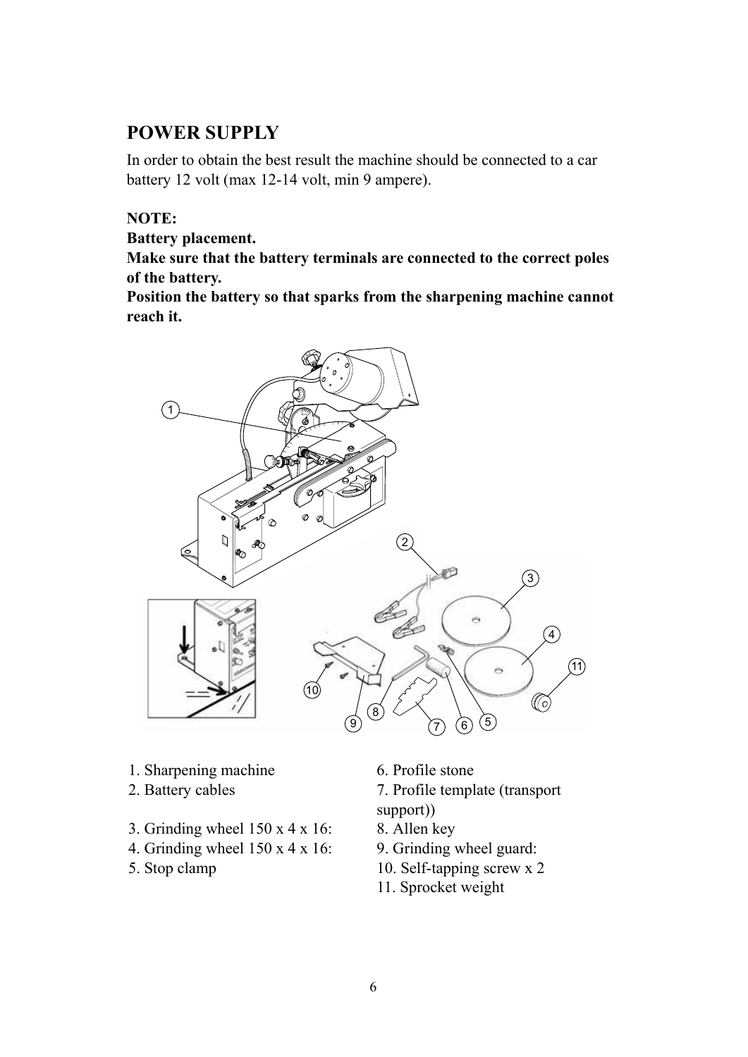## POWER SUPPLY

In order to obtain the best result the machine should be connected to a car battery 12 volt (max 12-14 volt, min 9 ampere).

**NOTE:**
**Battery placement.**
**Make sure that the battery terminals are connected to the correct poles of the battery.**
**Position the battery so that sparks from the sharpening machine cannot reach it.**

1. Sharpening machine
2. Battery cables
3. Grinding wheel 150 x 4 x 16:
4. Grinding wheel 150 x 4 x 16:
5. Stop clamp
6. Profile stone
7. Profile template (transport support))
8. Allen key
9. Grinding wheel guard:
10. Self-tapping screw x 2
11. Sprocket weight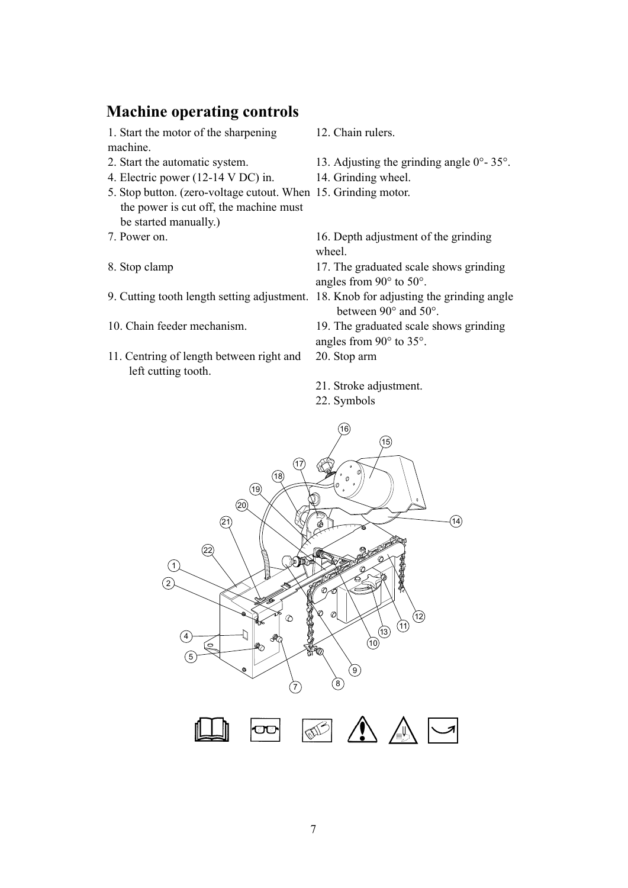# Machine operating controls

1. Start the motor of the sharpening machine.
2. Start the automatic system.
4. Electric power (12-14 V DC) in.
5. Stop button. (zero-voltage cutout. When the power is cut off, the machine must be started manually.)
7. Power on.
8. Stop clamp
9. Cutting tooth length setting adjustment.
10. Chain feeder mechanism.
11. Centring of length between right and left cutting tooth.
12. Chain rulers.
13. Adjusting the grinding angle 0°- 35°.
14. Grinding wheel.
15. Grinding motor.
16. Depth adjustment of the grinding wheel.
17. The graduated scale shows grinding angles from 90° to 50°.
18. Knob for adjusting the grinding angle between 90° and 50°.
19. The graduated scale shows grinding angles from 90° to 35°.
20. Stop arm
21. Stroke adjustment.
22. Symbols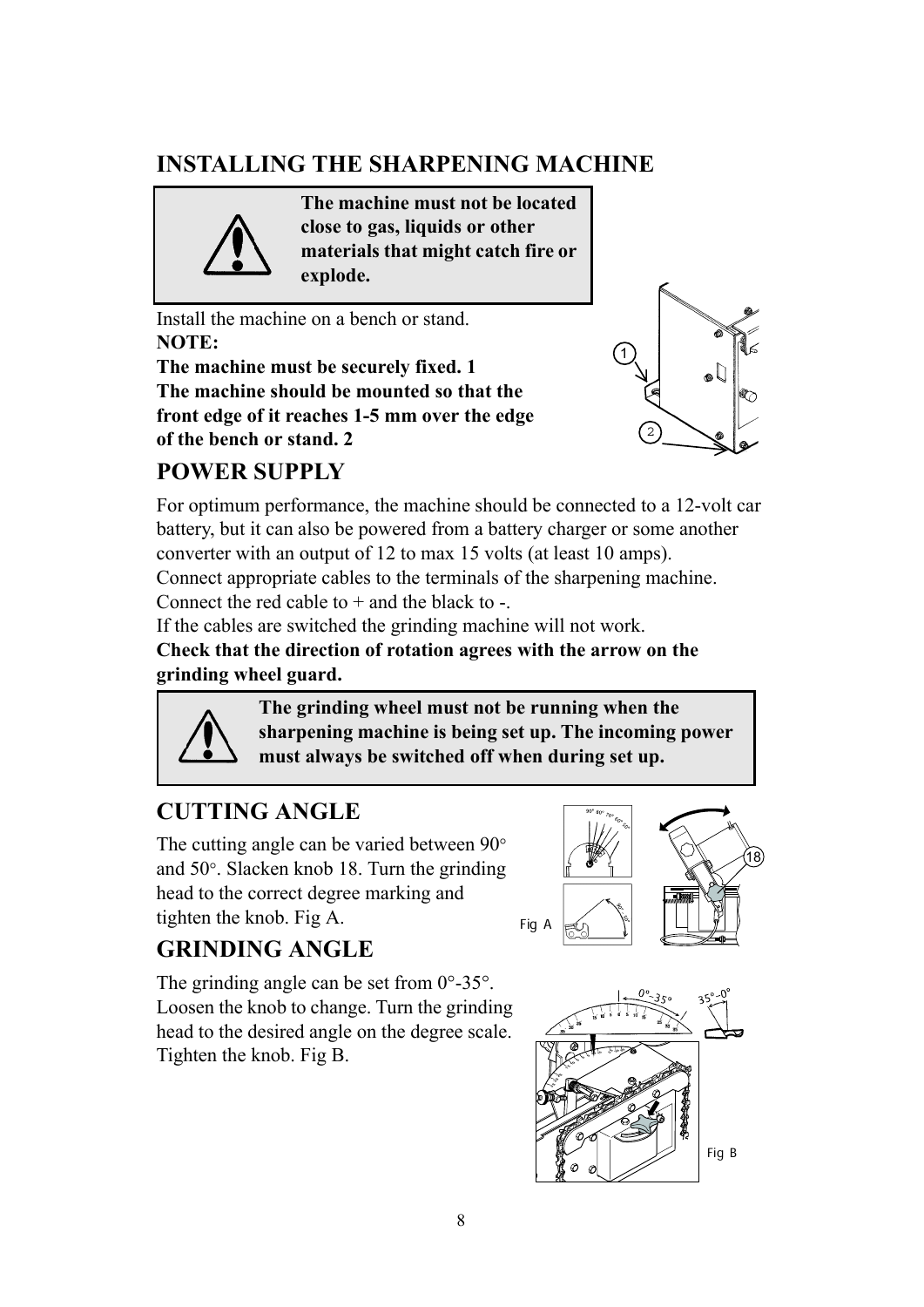# INSTALLING THE SHARPENING MACHINE

> **The machine must not be located close to gas, liquids or other materials that might catch fire or explode.**

Install the machine on a bench or stand.

**NOTE:**

**The machine must be securely fixed. 1**

**The machine should be mounted so that the front edge of it reaches 1-5 mm over the edge of the bench or stand. 2**

## POWER SUPPLY

For optimum performance, the machine should be connected to a 12-volt car battery, but it can also be powered from a battery charger or some another converter with an output of 12 to max 15 volts (at least 10 amps).

Connect appropriate cables to the terminals of the sharpening machine.

Connect the red cable to + and the black to -.

If the cables are switched the grinding machine will not work.

**Check that the direction of rotation agrees with the arrow on the grinding wheel guard.**

> **The grinding wheel must not be running when the sharpening machine is being set up. The incoming power must always be switched off when during set up.**

## CUTTING ANGLE

The cutting angle can be varied between 90° and 50°. Slacken knob 18. Turn the grinding head to the correct degree marking and tighten the knob. Fig A.

Fig A

## GRINDING ANGLE

The grinding angle can be set from 0°-35°. Loosen the knob to change. Turn the grinding head to the desired angle on the degree scale. Tighten the knob. Fig B.

Fig B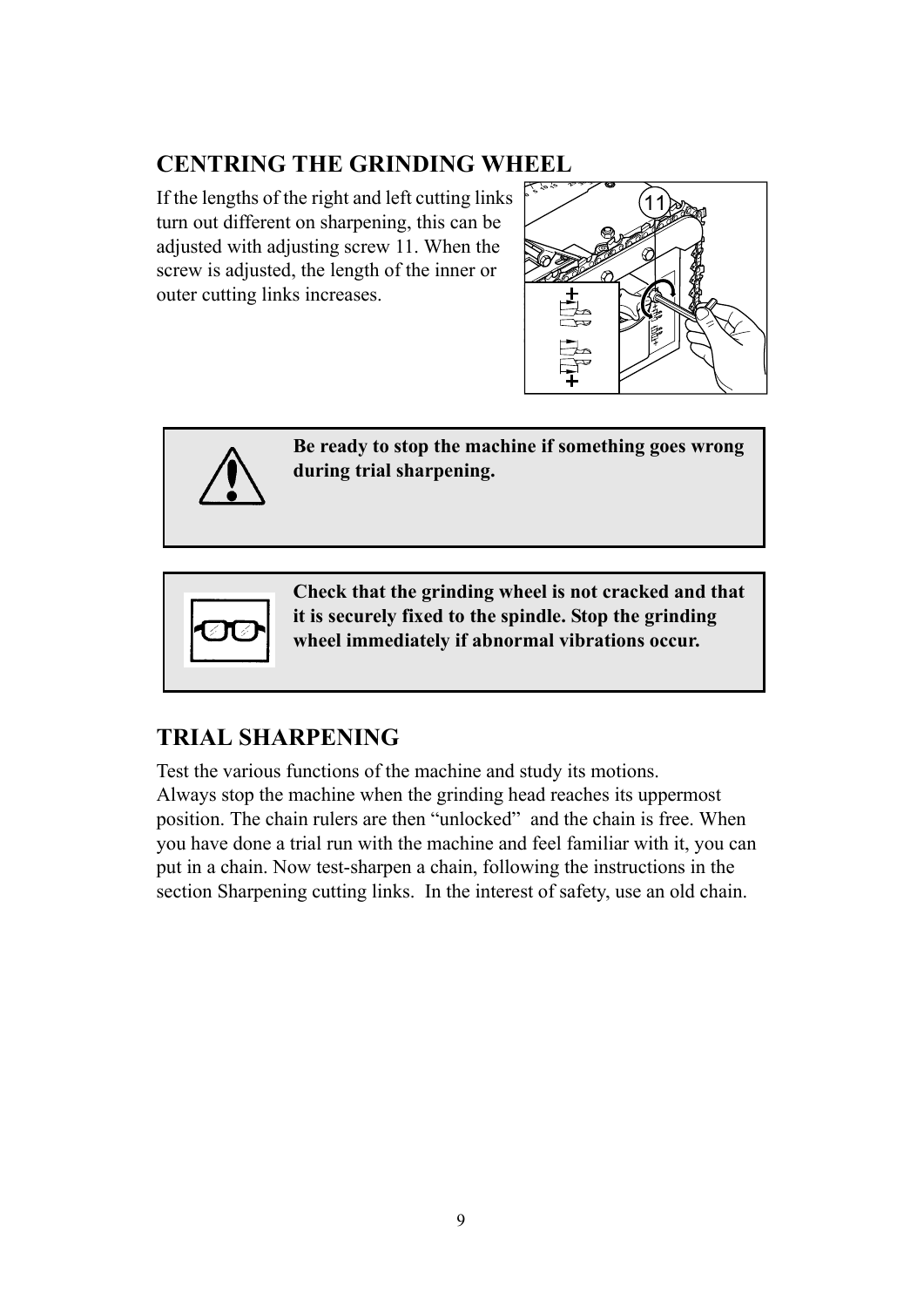## CENTRING THE GRINDING WHEEL

If the lengths of the right and left cutting links turn out different on sharpening, this can be adjusted with adjusting screw 11. When the screw is adjusted, the length of the inner or outer cutting links increases.

**Be ready to stop the machine if something goes wrong during trial sharpening.**

**Check that the grinding wheel is not cracked and that it is securely fixed to the spindle. Stop the grinding wheel immediately if abnormal vibrations occur.**

## TRIAL SHARPENING

Test the various functions of the machine and study its motions.
Always stop the machine when the grinding head reaches its uppermost position. The chain rulers are then "unlocked" and the chain is free. When you have done a trial run with the machine and feel familiar with it, you can put in a chain. Now test-sharpen a chain, following the instructions in the section Sharpening cutting links. In the interest of safety, use an old chain.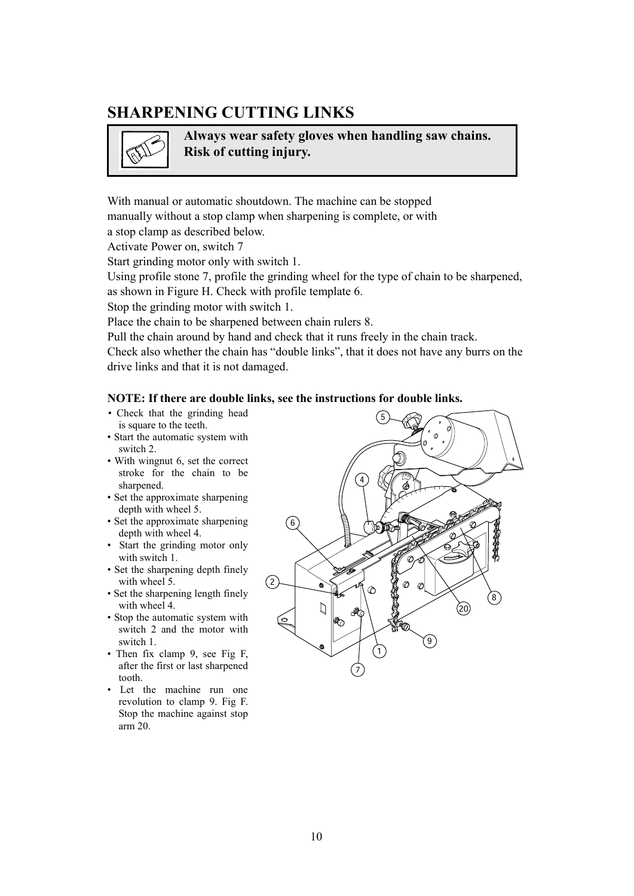## SHARPENING CUTTING LINKS

**Always wear safety gloves when handling saw chains. Risk of cutting injury.**

With manual or automatic shoutdown. The machine can be stopped manually without a stop clamp when sharpening is complete, or with a stop clamp as described below.
Activate Power on, switch 7
Start grinding motor only with switch 1.
Using profile stone 7, profile the grinding wheel for the type of chain to be sharpened, as shown in Figure H. Check with profile template 6.
Stop the grinding motor with switch 1.
Place the chain to be sharpened between chain rulers 8.
Pull the chain around by hand and check that it runs freely in the chain track.
Check also whether the chain has "double links", that it does not have any burrs on the drive links and that it is not damaged.

**NOTE: If there are double links, see the instructions for double links.**

- Check that the grinding head is square to the teeth.
- Start the automatic system with switch 2.
- With wingnut 6, set the correct stroke for the chain to be sharpened.
- Set the approximate sharpening depth with wheel 5.
- Set the approximate sharpening depth with wheel 4.
- Start the grinding motor only with switch 1.
- Set the sharpening depth finely with wheel 5.
- Set the sharpening length finely with wheel 4.
- Stop the automatic system with switch 2 and the motor with switch 1.
- Then fix clamp 9, see Fig F, after the first or last sharpened tooth.
- Let the machine run one revolution to clamp 9. Fig F. Stop the machine against stop arm 20.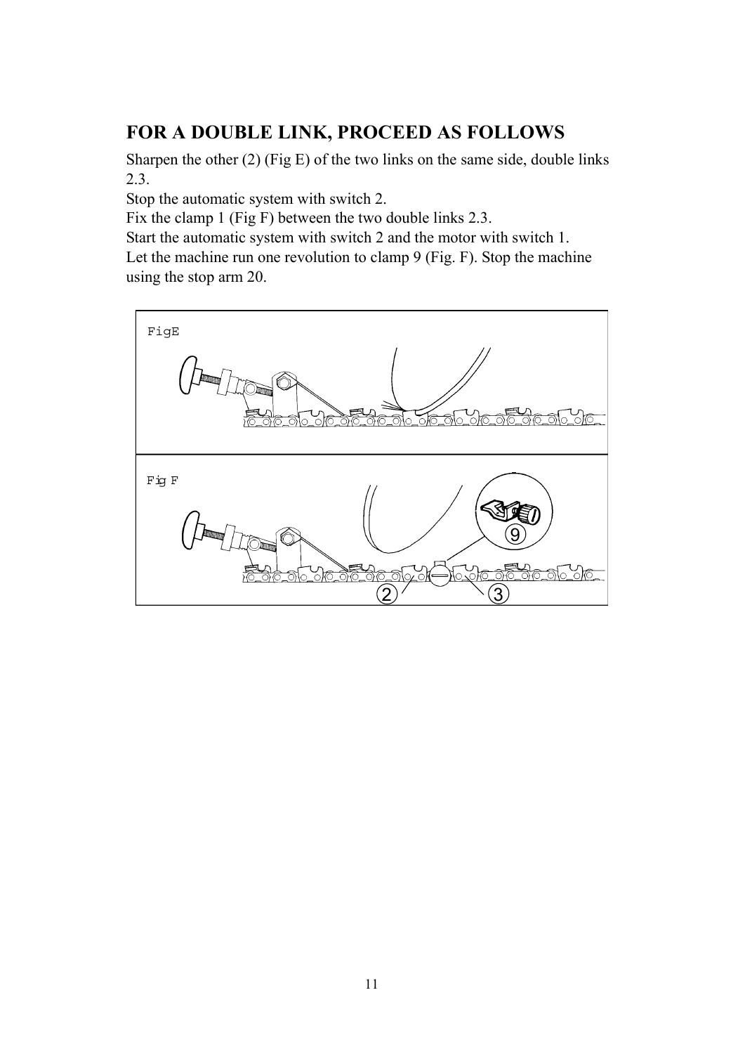## FOR A DOUBLE LINK, PROCEED AS FOLLOWS

Sharpen the other (2) (Fig E) of the two links on the same side, double links 2.3.

Stop the automatic system with switch 2.

Fix the clamp 1 (Fig F) between the two double links 2.3.

Start the automatic system with switch 2 and the motor with switch 1.

Let the machine run one revolution to clamp 9 (Fig. F). Stop the machine using the stop arm 20.

FigE

Fig F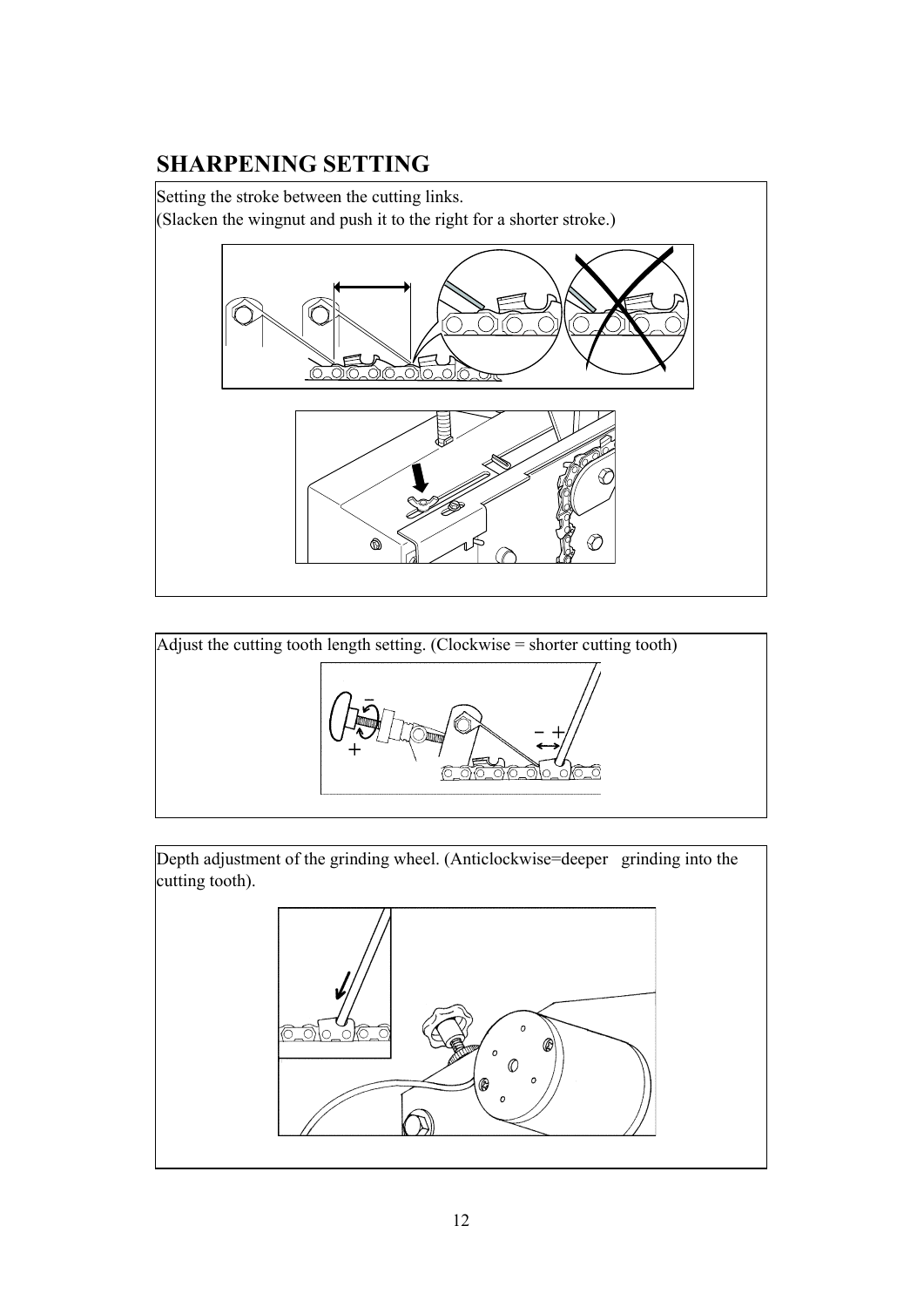# SHARPENING SETTING

Setting the stroke between the cutting links.
(Slacken the wingnut and push it to the right for a shorter stroke.)

Adjust the cutting tooth length setting. (Clockwise = shorter cutting tooth)

Depth adjustment of the grinding wheel. (Anticlockwise=deeper grinding into the cutting tooth).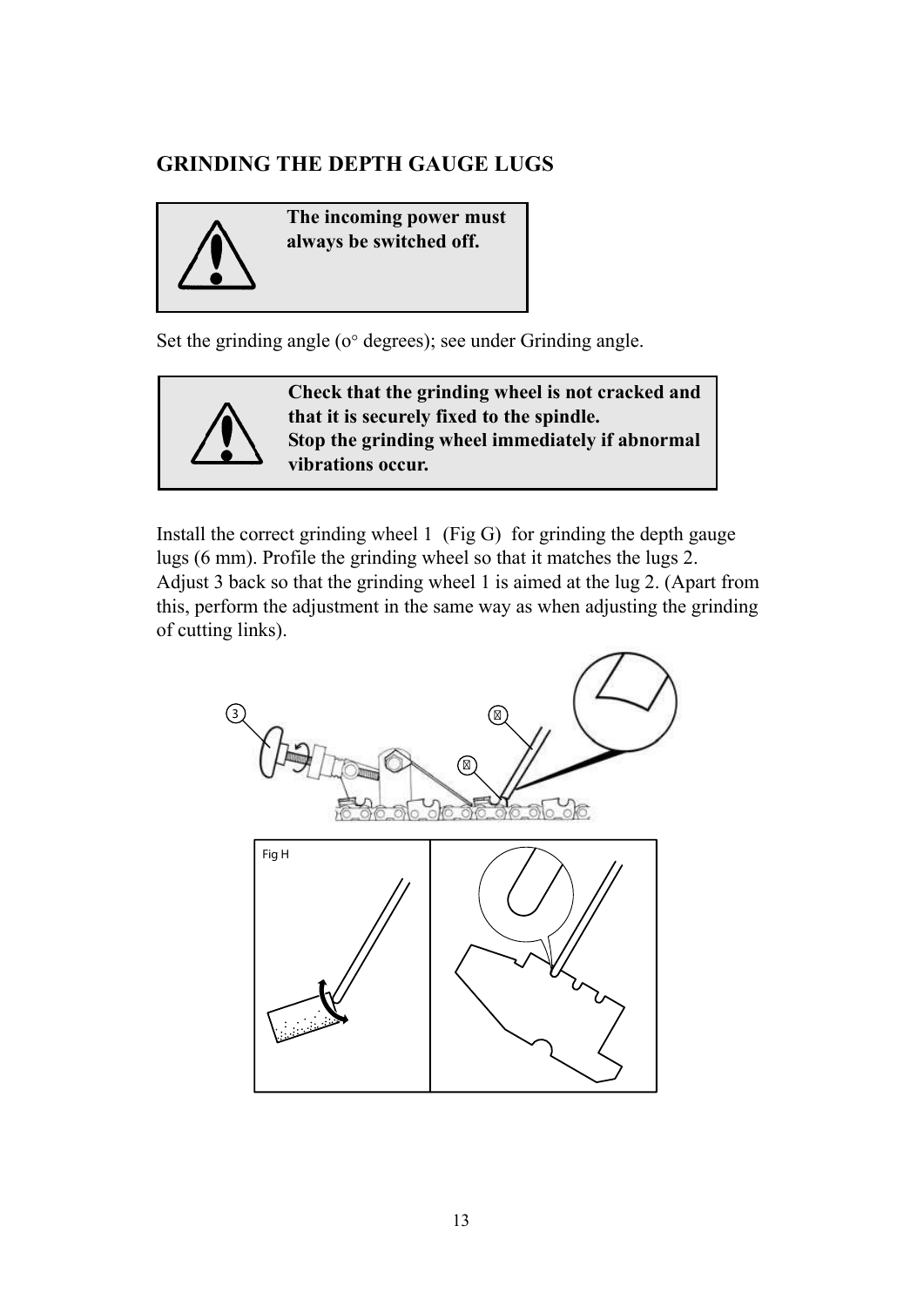## GRINDING THE DEPTH GAUGE LUGS

> **The incoming power must always be switched off.**

Set the grinding angle (o° degrees); see under Grinding angle.

> **Check that the grinding wheel is not cracked and that it is securely fixed to the spindle.**
> **Stop the grinding wheel immediately if abnormal vibrations occur.**

Install the correct grinding wheel 1 (Fig G) for grinding the depth gauge lugs (6 mm). Profile the grinding wheel so that it matches the lugs 2. Adjust 3 back so that the grinding wheel 1 is aimed at the lug 2. (Apart from this, perform the adjustment in the same way as when adjusting the grinding of cutting links).

Fig H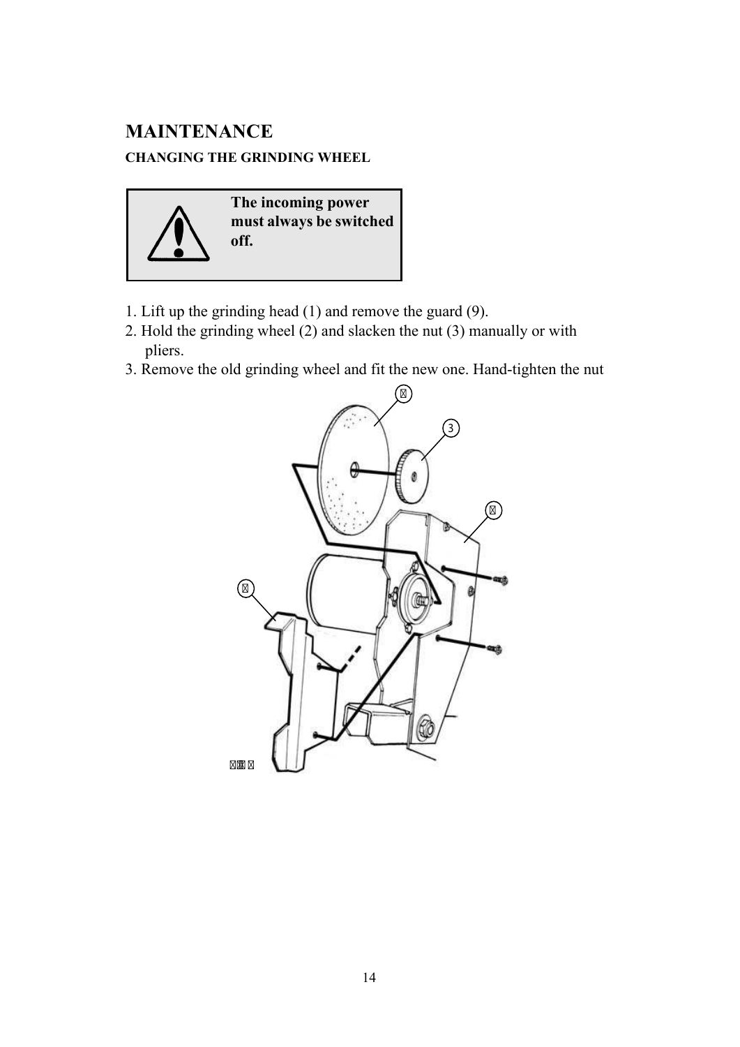# MAINTENANCE

### CHANGING THE GRINDING WHEEL

**The incoming power must always be switched off.**

1. Lift up the grinding head (1) and remove the guard (9).
2. Hold the grinding wheel (2) and slacken the nut (3) manually or with pliers.
3. Remove the old grinding wheel and fit the new one. Hand-tighten the nut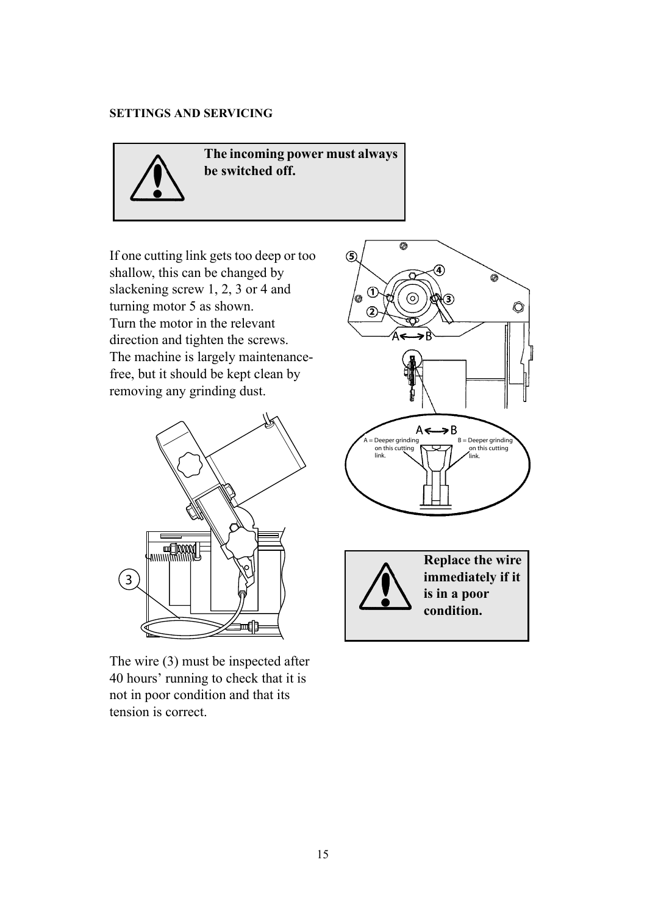## SETTINGS AND SERVICING

**The incoming power must always be switched off.**

If one cutting link gets too deep or too shallow, this can be changed by slackening screw 1, 2, 3 or 4 and turning motor 5 as shown.
Turn the motor in the relevant direction and tighten the screws.
The machine is largely maintenance-free, but it should be kept clean by removing any grinding dust.

A = Deeper grinding on this cutting link.

B = Deeper grinding on this cutting link.

**Replace the wire immediately if it is in a poor condition.**

The wire (3) must be inspected after 40 hours' running to check that it is not in poor condition and that its tension is correct.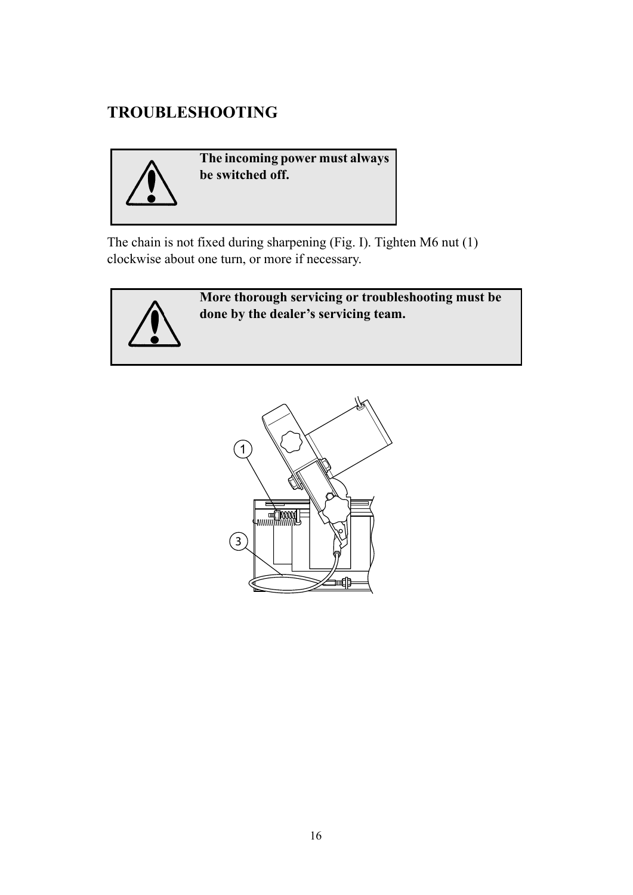# TROUBLESHOOTING

> **The incoming power must always be switched off.**

The chain is not fixed during sharpening (Fig. I). Tighten M6 nut (1) clockwise about one turn, or more if necessary.

> **More thorough servicing or troubleshooting must be done by the dealer's servicing team.**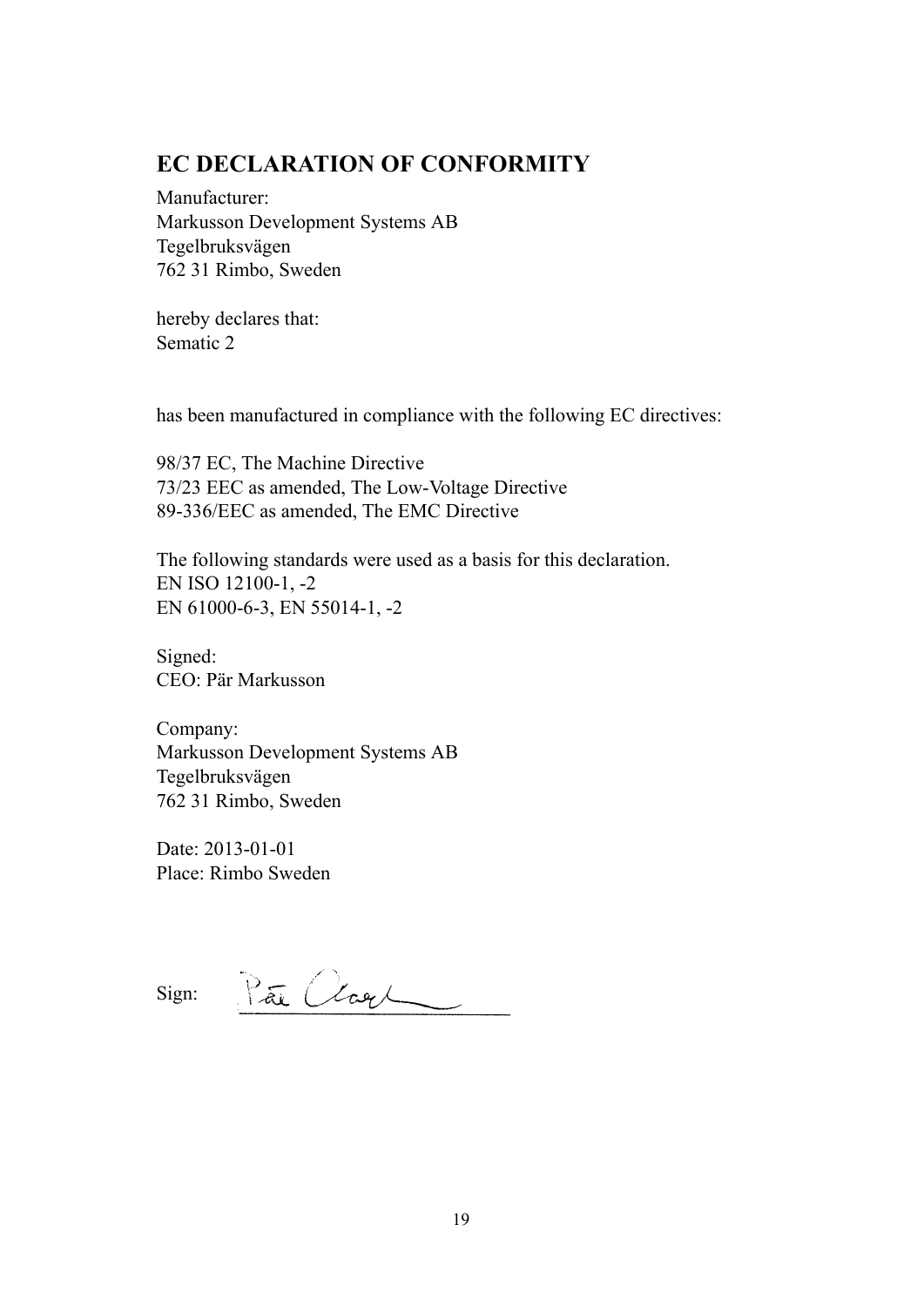## EC DECLARATION OF CONFORMITY

Manufacturer:
Markusson Development Systems AB
Tegelbruksvägen
762 31 Rimbo, Sweden

hereby declares that:
Sematic 2

has been manufactured in compliance with the following EC directives:

98/37 EC, The Machine Directive
73/23 EEC as amended, The Low-Voltage Directive
89-336/EEC as amended, The EMC Directive

The following standards were used as a basis for this declaration.
EN ISO 12100-1, -2
EN 61000-6-3, EN 55014-1, -2

Signed:
CEO: Pär Markusson

Company:
Markusson Development Systems AB
Tegelbruksvägen
762 31 Rimbo, Sweden

Date: 2013-01-01
Place: Rimbo Sweden

Sign: ______________________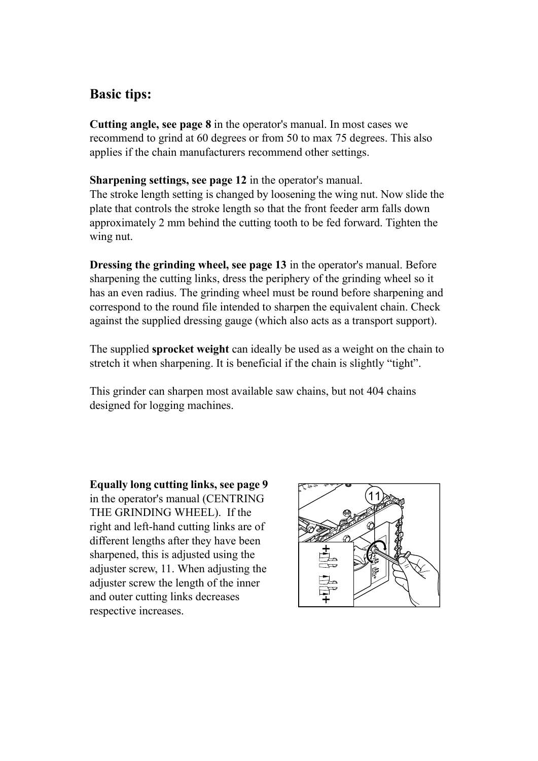## Basic tips:

**Cutting angle, see page 8** in the operator's manual. In most cases we recommend to grind at 60 degrees or from 50 to max 75 degrees. This also applies if the chain manufacturers recommend other settings.

**Sharpening settings, see page 12** in the operator's manual.
The stroke length setting is changed by loosening the wing nut. Now slide the plate that controls the stroke length so that the front feeder arm falls down approximately 2 mm behind the cutting tooth to be fed forward. Tighten the wing nut.

**Dressing the grinding wheel, see page 13** in the operator's manual. Before sharpening the cutting links, dress the periphery of the grinding wheel so it has an even radius. The grinding wheel must be round before sharpening and correspond to the round file intended to sharpen the equivalent chain. Check against the supplied dressing gauge (which also acts as a transport support).

The supplied **sprocket weight** can ideally be used as a weight on the chain to stretch it when sharpening. It is beneficial if the chain is slightly "tight".

This grinder can sharpen most available saw chains, but not 404 chains designed for logging machines.

**Equally long cutting links, see page 9** in the operator's manual (CENTRING THE GRINDING WHEEL). If the right and left-hand cutting links are of different lengths after they have been sharpened, this is adjusted using the adjuster screw, 11. When adjusting the adjuster screw the length of the inner and outer cutting links decreases respective increases.